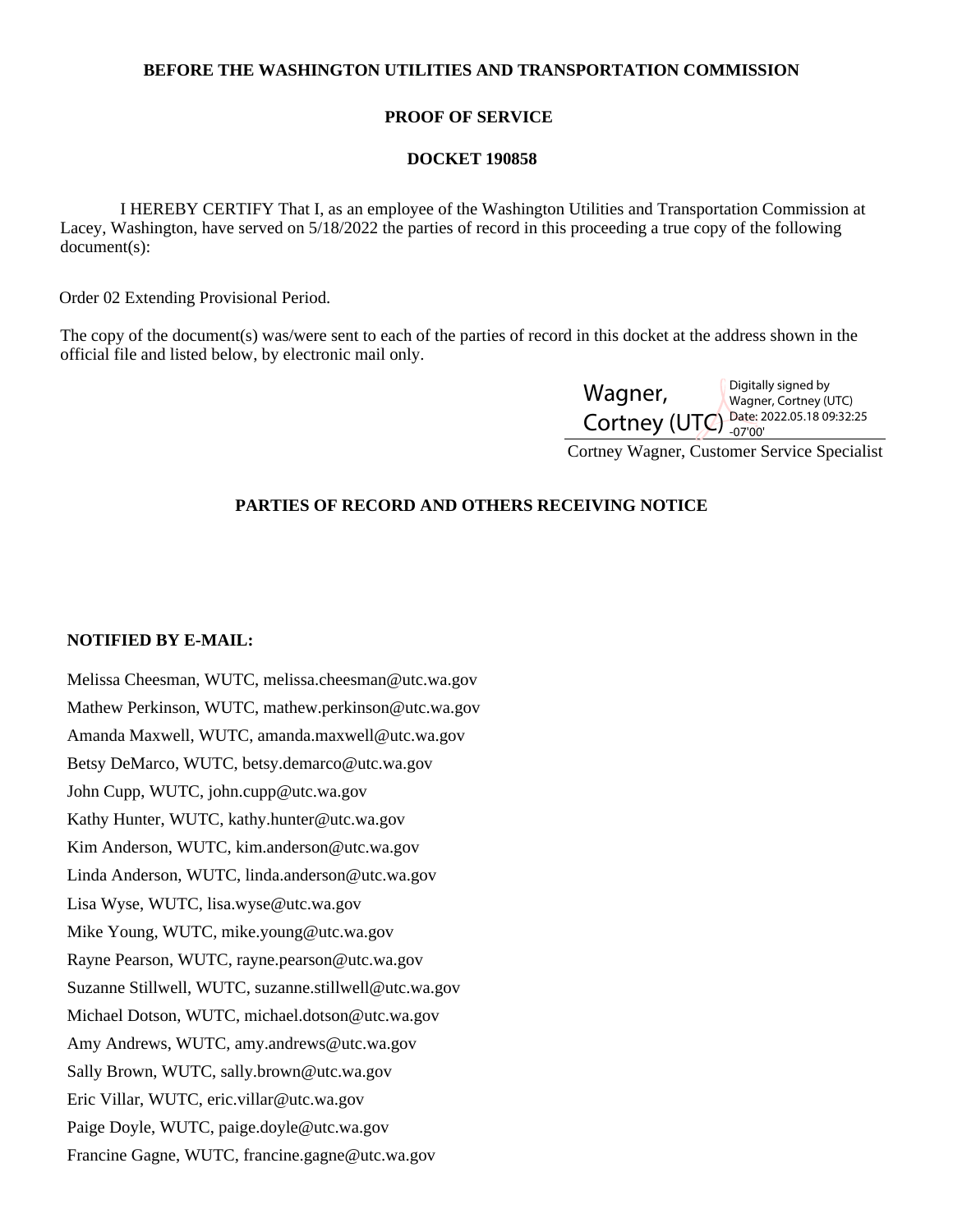**BEFORE THE WASHINGTON UTILITIES AND TRANSPORTATION COMMISSION**

**PROOF OF SERVICE**

**DOCKET 190858**

I HEREBY CERTIFY That I, as an employee of the Washington Utilities and Transportation Commission at Lacey, Washington, have served on 5/18/2022 the parties of record in this proceeding a true copy of the following document(s):

Order 02 Extending Provisional Period.

The copy of the document(s) was/were sent to each of the parties of record in this docket at the address shown in the official file and listed below, by electronic mail only.

Wagner, Cortney (UTC) Digitally signed by Wagner, Cortney (UTC) Date: 2022.05.18 09:32:25 -07'00'

Cortney Wagner, Customer Service Specialist

**PARTIES OF RECORD AND OTHERS RECEIVING NOTICE**

**NOTIFIED BY E-MAIL:**

Melissa Cheesman, WUTC, melissa.cheesman@utc.wa.gov  
Mathew Perkinson, WUTC, mathew.perkinson@utc.wa.gov  
Amanda Maxwell, WUTC, amanda.maxwell@utc.wa.gov  
Betsy DeMarco, WUTC, betsy.demarco@utc.wa.gov  
John Cupp, WUTC, john.cupp@utc.wa.gov  
Kathy Hunter, WUTC, kathy.hunter@utc.wa.gov  
Kim Anderson, WUTC, kim.anderson@utc.wa.gov  
Linda Anderson, WUTC, linda.anderson@utc.wa.gov  
Lisa Wyse, WUTC, lisa.wyse@utc.wa.gov  
Mike Young, WUTC, mike.young@utc.wa.gov  
Rayne Pearson, WUTC, rayne.pearson@utc.wa.gov  
Suzanne Stillwell, WUTC, suzanne.stillwell@utc.wa.gov  
Michael Dotson, WUTC, michael.dotson@utc.wa.gov  
Amy Andrews, WUTC, amy.andrews@utc.wa.gov  
Sally Brown, WUTC, sally.brown@utc.wa.gov  
Eric Villar, WUTC, eric.villar@utc.wa.gov  
Paige Doyle, WUTC, paige.doyle@utc.wa.gov  
Francine Gagne, WUTC, francine.gagne@utc.wa.gov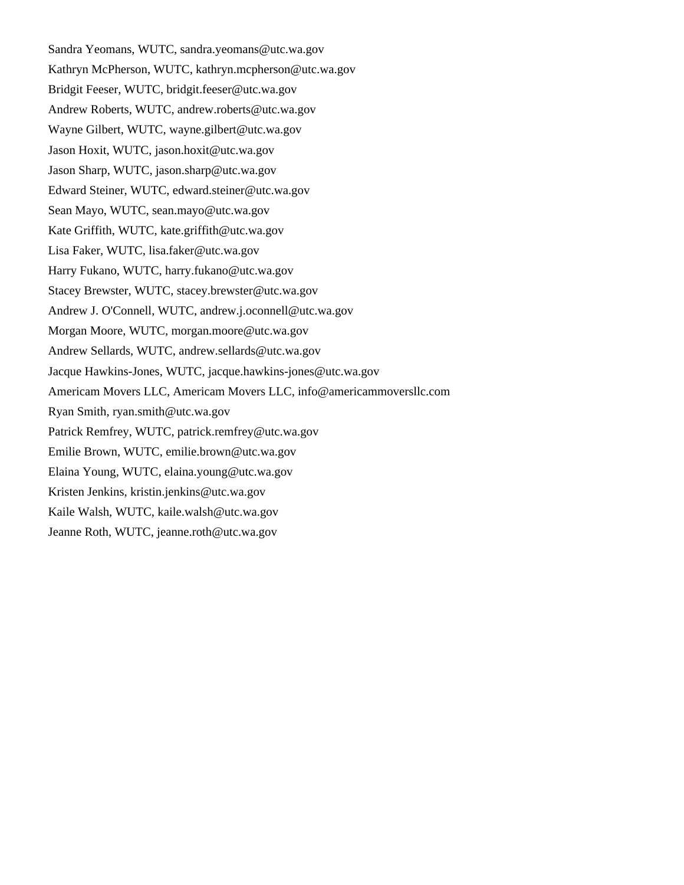Sandra Yeomans, WUTC, sandra.yeomans@utc.wa.gov

Kathryn McPherson, WUTC, kathryn.mcpherson@utc.wa.gov

Bridgit Feeser, WUTC, bridgit.feeser@utc.wa.gov

Andrew Roberts, WUTC, andrew.roberts@utc.wa.gov

Wayne Gilbert, WUTC, wayne.gilbert@utc.wa.gov

Jason Hoxit, WUTC, jason.hoxit@utc.wa.gov

Jason Sharp, WUTC, jason.sharp@utc.wa.gov

Edward Steiner, WUTC, edward.steiner@utc.wa.gov

Sean Mayo, WUTC, sean.mayo@utc.wa.gov

Kate Griffith, WUTC, kate.griffith@utc.wa.gov

Lisa Faker, WUTC, lisa.faker@utc.wa.gov

Harry Fukano, WUTC, harry.fukano@utc.wa.gov

Stacey Brewster, WUTC, stacey.brewster@utc.wa.gov

Andrew J. O'Connell, WUTC, andrew.j.oconnell@utc.wa.gov

Morgan Moore, WUTC, morgan.moore@utc.wa.gov

Andrew Sellards, WUTC, andrew.sellards@utc.wa.gov

Jacque Hawkins-Jones, WUTC, jacque.hawkins-jones@utc.wa.gov

Americam Movers LLC, Americam Movers LLC, info@americammoversllc.com

Ryan Smith, ryan.smith@utc.wa.gov

Patrick Remfrey, WUTC, patrick.remfrey@utc.wa.gov

Emilie Brown, WUTC, emilie.brown@utc.wa.gov

Elaina Young, WUTC, elaina.young@utc.wa.gov

Kristen Jenkins, kristin.jenkins@utc.wa.gov

Kaile Walsh, WUTC, kaile.walsh@utc.wa.gov

Jeanne Roth, WUTC, jeanne.roth@utc.wa.gov